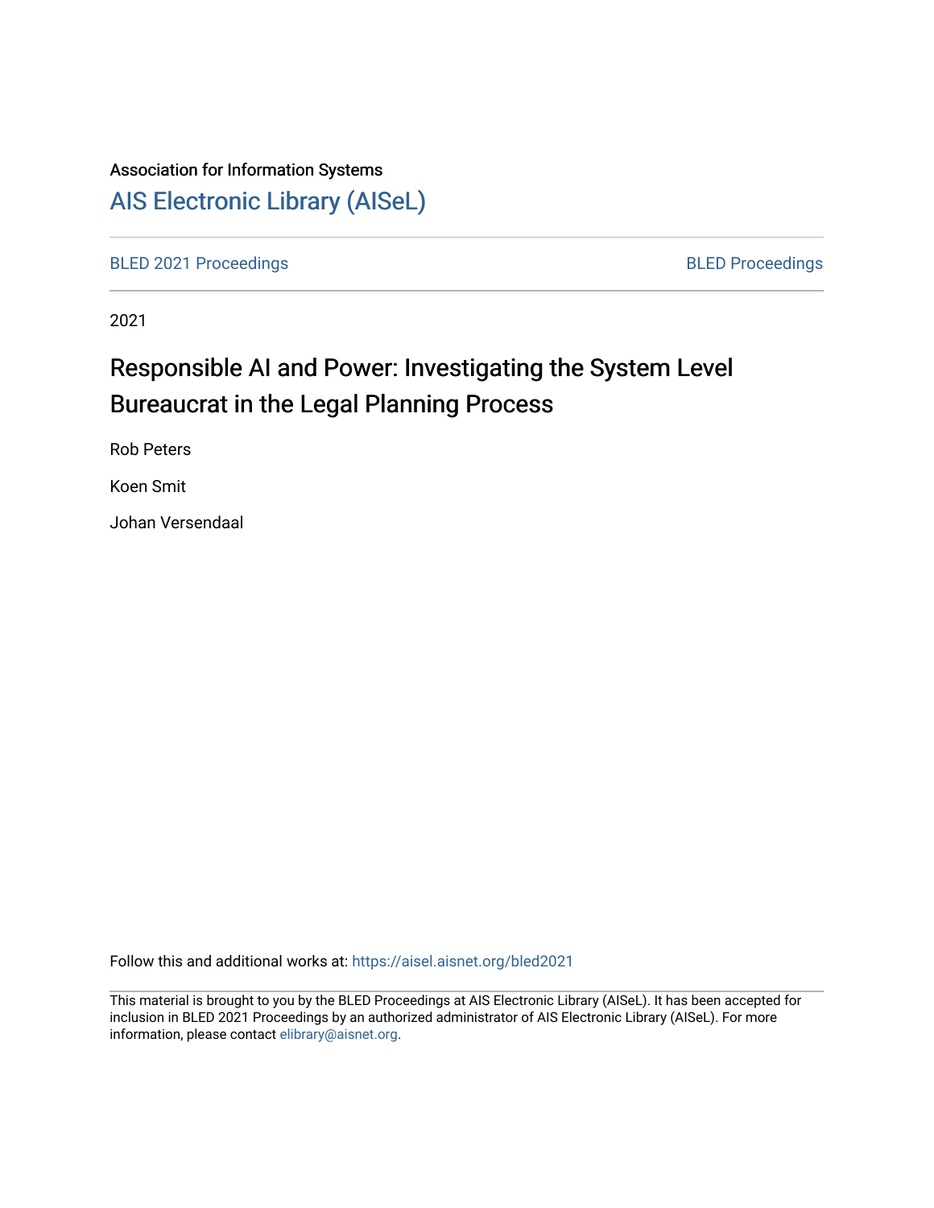Association for Information Systems

# AIS Electronic Library (AISeL)

BLED 2021 Proceedings

BLED Proceedings

2021

# Responsible AI and Power: Investigating the System Level Bureaucrat in the Legal Planning Process

Rob Peters

Koen Smit

Johan Versendaal

Follow this and additional works at: https://aisel.aisnet.org/bled2021

This material is brought to you by the BLED Proceedings at AIS Electronic Library (AISeL). It has been accepted for inclusion in BLED 2021 Proceedings by an authorized administrator of AIS Electronic Library (AISeL). For more information, please contact elibrary@aisnet.org.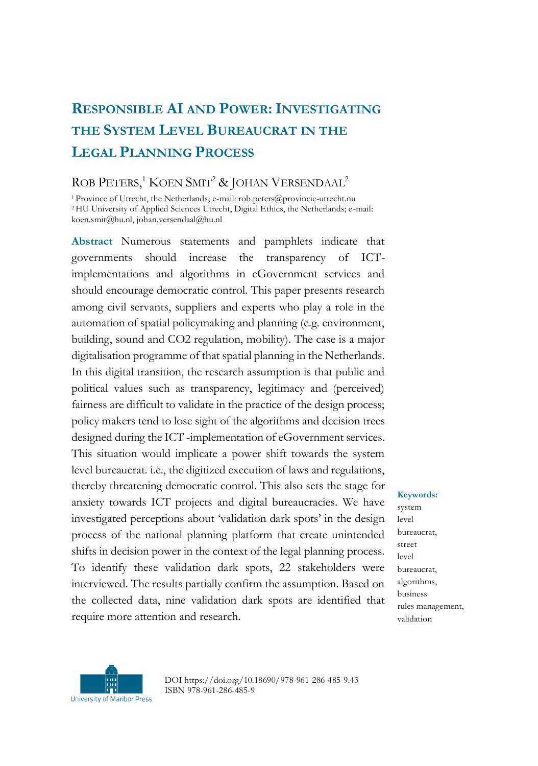# Responsible AI and Power: Investigating the System Level Bureaucrat in the Legal Planning Process

Rob Peters,[1] Koen Smit[2] & Johan Versendaal[2]

[1] Province of Utrecht, the Netherlands; e-mail: rob.peters@provincie-utrecht.nu
[2] HU University of Applied Sciences Utrecht, Digital Ethics, the Netherlands; e-mail: koen.smit@hu.nl, johan.versendaal@hu.nl

**Abstract** Numerous statements and pamphlets indicate that governments should increase the transparency of ICT-implementations and algorithms in eGovernment services and should encourage democratic control. This paper presents research among civil servants, suppliers and experts who play a role in the automation of spatial policymaking and planning (e.g. environment, building, sound and CO2 regulation, mobility). The case is a major digitalisation programme of that spatial planning in the Netherlands. In this digital transition, the research assumption is that public and political values such as transparency, legitimacy and (perceived) fairness are difficult to validate in the practice of the design process; policy makers tend to lose sight of the algorithms and decision trees designed during the ICT -implementation of eGovernment services. This situation would implicate a power shift towards the system level bureaucrat. i.e., the digitized execution of laws and regulations, thereby threatening democratic control. This also sets the stage for anxiety towards ICT projects and digital bureaucracies. We have investigated perceptions about 'validation dark spots' in the design process of the national planning platform that create unintended shifts in decision power in the context of the legal planning process. To identify these validation dark spots, 22 stakeholders were interviewed. The results partially confirm the assumption. Based on the collected data, nine validation dark spots are identified that require more attention and research.

**Keywords:** system level bureaucrat, street level bureaucrat, algorithms, business rules management, validation

DOI https://doi.org/10.18690/978-961-286-485-9.43
ISBN 978-961-286-485-9

University of Maribor Press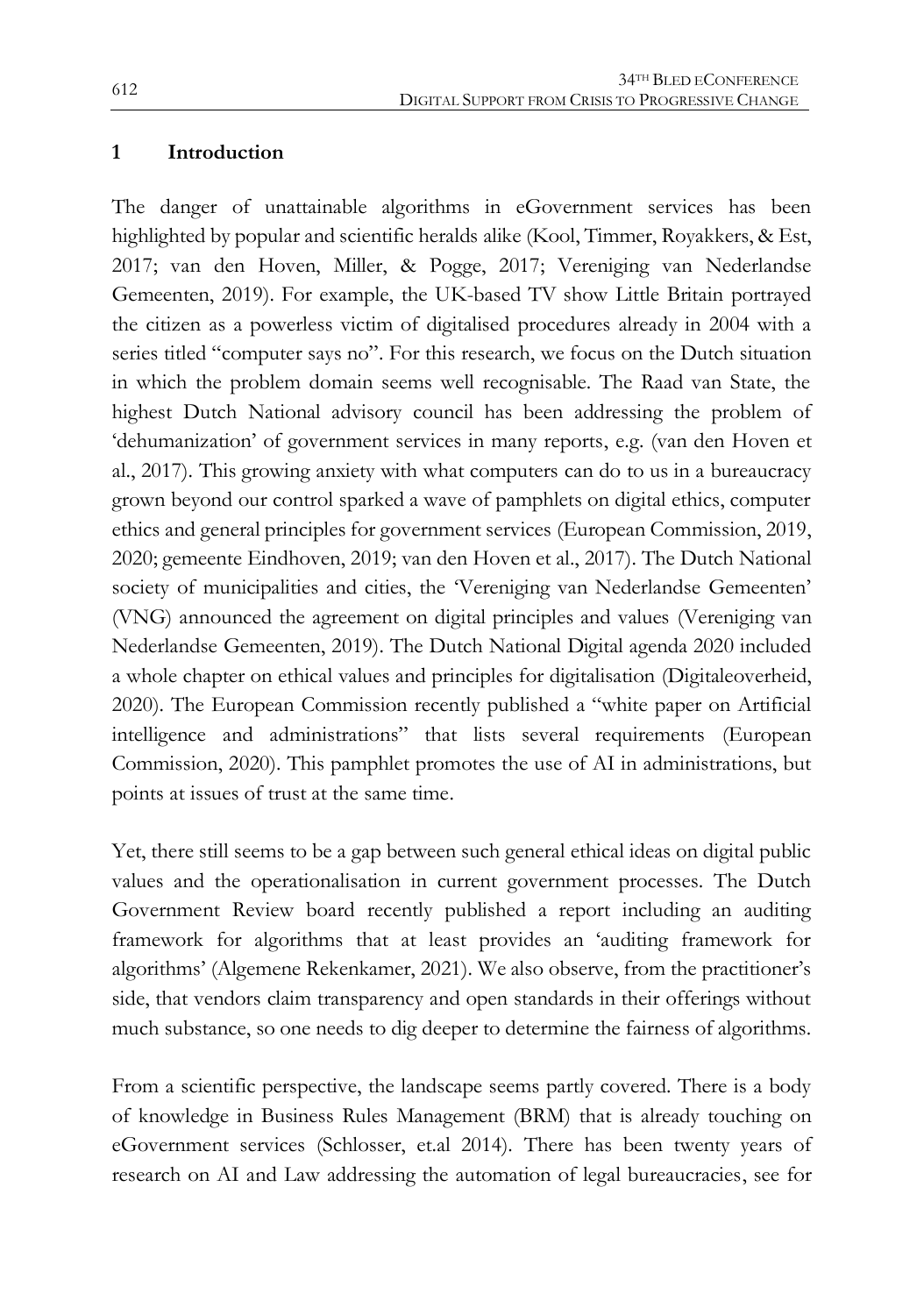# 1 Introduction

The danger of unattainable algorithms in eGovernment services has been highlighted by popular and scientific heralds alike (Kool, Timmer, Royakkers, & Est, 2017; van den Hoven, Miller, & Pogge, 2017; Vereniging van Nederlandse Gemeenten, 2019). For example, the UK-based TV show Little Britain portrayed the citizen as a powerless victim of digitalised procedures already in 2004 with a series titled "computer says no". For this research, we focus on the Dutch situation in which the problem domain seems well recognisable. The Raad van State, the highest Dutch National advisory council has been addressing the problem of 'dehumanization' of government services in many reports, e.g. (van den Hoven et al., 2017). This growing anxiety with what computers can do to us in a bureaucracy grown beyond our control sparked a wave of pamphlets on digital ethics, computer ethics and general principles for government services (European Commission, 2019, 2020; gemeente Eindhoven, 2019; van den Hoven et al., 2017). The Dutch National society of municipalities and cities, the 'Vereniging van Nederlandse Gemeenten' (VNG) announced the agreement on digital principles and values (Vereniging van Nederlandse Gemeenten, 2019). The Dutch National Digital agenda 2020 included a whole chapter on ethical values and principles for digitalisation (Digitaleoverheid, 2020). The European Commission recently published a "white paper on Artificial intelligence and administrations" that lists several requirements (European Commission, 2020). This pamphlet promotes the use of AI in administrations, but points at issues of trust at the same time.

Yet, there still seems to be a gap between such general ethical ideas on digital public values and the operationalisation in current government processes. The Dutch Government Review board recently published a report including an auditing framework for algorithms that at least provides an 'auditing framework for algorithms' (Algemene Rekenkamer, 2021). We also observe, from the practitioner's side, that vendors claim transparency and open standards in their offerings without much substance, so one needs to dig deeper to determine the fairness of algorithms.

From a scientific perspective, the landscape seems partly covered. There is a body of knowledge in Business Rules Management (BRM) that is already touching on eGovernment services (Schlosser, et.al 2014). There has been twenty years of research on AI and Law addressing the automation of legal bureaucracies, see for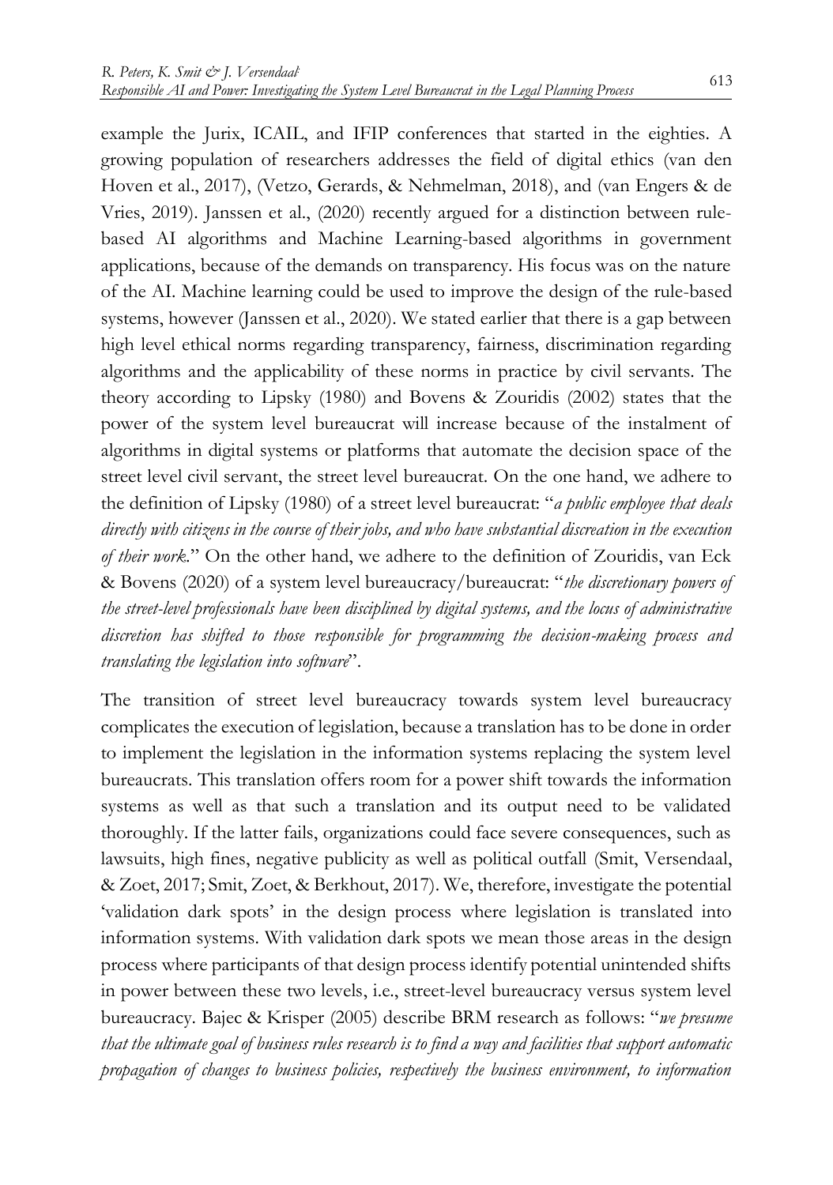example the Jurix, ICAIL, and IFIP conferences that started in the eighties. A growing population of researchers addresses the field of digital ethics (van den Hoven et al., 2017), (Vetzo, Gerards, & Nehmelman, 2018), and (van Engers & de Vries, 2019). Janssen et al., (2020) recently argued for a distinction between rule-based AI algorithms and Machine Learning-based algorithms in government applications, because of the demands on transparency. His focus was on the nature of the AI. Machine learning could be used to improve the design of the rule-based systems, however (Janssen et al., 2020). We stated earlier that there is a gap between high level ethical norms regarding transparency, fairness, discrimination regarding algorithms and the applicability of these norms in practice by civil servants. The theory according to Lipsky (1980) and Bovens & Zouridis (2002) states that the power of the system level bureaucrat will increase because of the instalment of algorithms in digital systems or platforms that automate the decision space of the street level civil servant, the street level bureaucrat. On the one hand, we adhere to the definition of Lipsky (1980) of a street level bureaucrat: "*a public employee that deals directly with citizens in the course of their jobs, and who have substantial discreation in the execution of their work.*" On the other hand, we adhere to the definition of Zouridis, van Eck & Bovens (2020) of a system level bureaucracy/bureaucrat: "*the discretionary powers of the street-level professionals have been disciplined by digital systems, and the locus of administrative discretion has shifted to those responsible for programming the decision-making process and translating the legislation into software*".

The transition of street level bureaucracy towards system level bureaucracy complicates the execution of legislation, because a translation has to be done in order to implement the legislation in the information systems replacing the system level bureaucrats. This translation offers room for a power shift towards the information systems as well as that such a translation and its output need to be validated thoroughly. If the latter fails, organizations could face severe consequences, such as lawsuits, high fines, negative publicity as well as political outfall (Smit, Versendaal, & Zoet, 2017; Smit, Zoet, & Berkhout, 2017). We, therefore, investigate the potential 'validation dark spots' in the design process where legislation is translated into information systems. With validation dark spots we mean those areas in the design process where participants of that design process identify potential unintended shifts in power between these two levels, i.e., street-level bureaucracy versus system level bureaucracy. Bajec & Krisper (2005) describe BRM research as follows: "*we presume that the ultimate goal of business rules research is to find a way and facilities that support automatic propagation of changes to business policies, respectively the business environment, to information*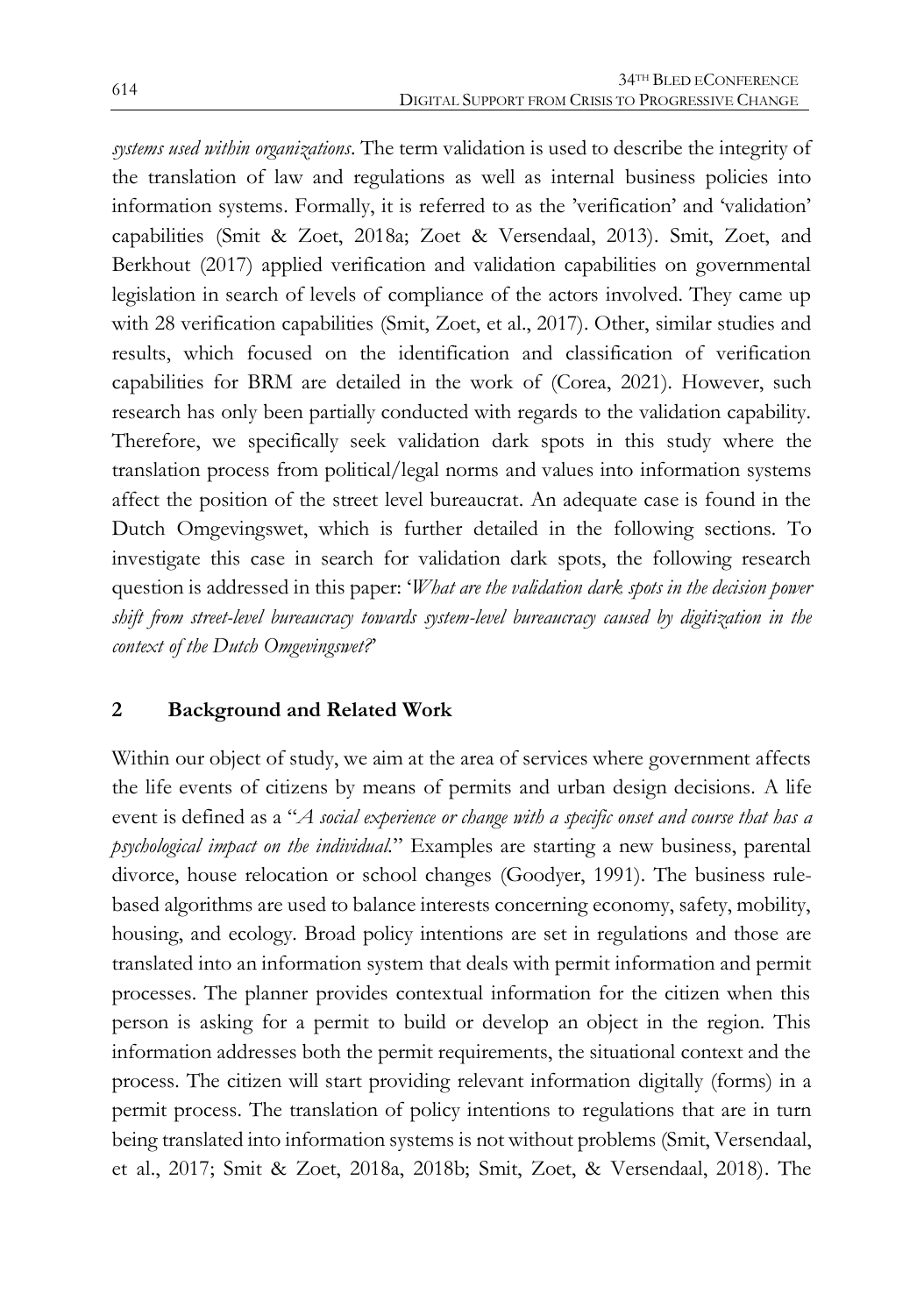*systems used within organizations*. The term validation is used to describe the integrity of the translation of law and regulations as well as internal business policies into information systems. Formally, it is referred to as the 'verification' and 'validation' capabilities (Smit & Zoet, 2018a; Zoet & Versendaal, 2013). Smit, Zoet, and Berkhout (2017) applied verification and validation capabilities on governmental legislation in search of levels of compliance of the actors involved. They came up with 28 verification capabilities (Smit, Zoet, et al., 2017). Other, similar studies and results, which focused on the identification and classification of verification capabilities for BRM are detailed in the work of (Corea, 2021). However, such research has only been partially conducted with regards to the validation capability. Therefore, we specifically seek validation dark spots in this study where the translation process from political/legal norms and values into information systems affect the position of the street level bureaucrat. An adequate case is found in the Dutch Omgevingswet, which is further detailed in the following sections. To investigate this case in search for validation dark spots, the following research question is addressed in this paper: '*What are the validation dark spots in the decision power shift from street-level bureaucracy towards system-level bureaucracy caused by digitization in the context of the Dutch Omgevingswet?*'

## 2 Background and Related Work

Within our object of study, we aim at the area of services where government affects the life events of citizens by means of permits and urban design decisions. A life event is defined as a "*A social experience or change with a specific onset and course that has a psychological impact on the individual.*" Examples are starting a new business, parental divorce, house relocation or school changes (Goodyer, 1991). The business rule-based algorithms are used to balance interests concerning economy, safety, mobility, housing, and ecology. Broad policy intentions are set in regulations and those are translated into an information system that deals with permit information and permit processes. The planner provides contextual information for the citizen when this person is asking for a permit to build or develop an object in the region. This information addresses both the permit requirements, the situational context and the process. The citizen will start providing relevant information digitally (forms) in a permit process. The translation of policy intentions to regulations that are in turn being translated into information systems is not without problems (Smit, Versendaal, et al., 2017; Smit & Zoet, 2018a, 2018b; Smit, Zoet, & Versendaal, 2018). The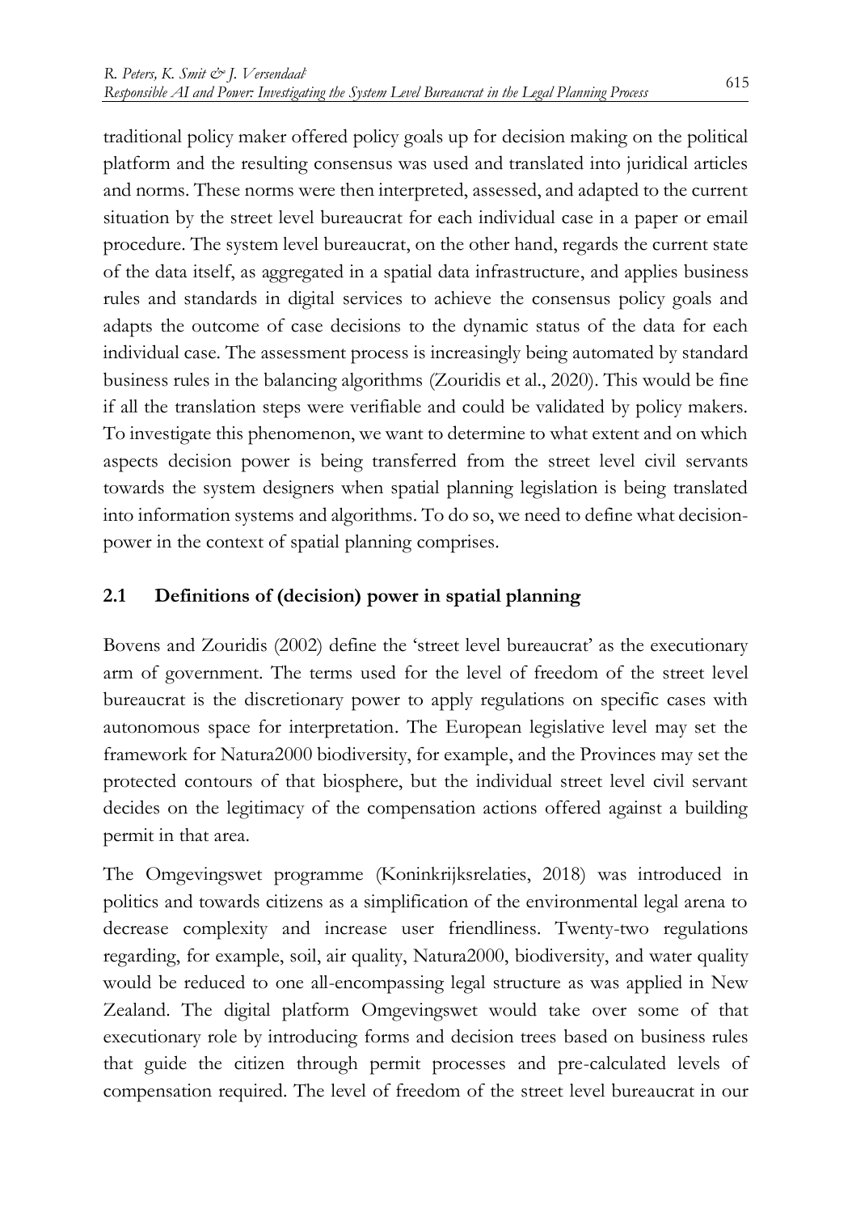traditional policy maker offered policy goals up for decision making on the political platform and the resulting consensus was used and translated into juridical articles and norms. These norms were then interpreted, assessed, and adapted to the current situation by the street level bureaucrat for each individual case in a paper or email procedure. The system level bureaucrat, on the other hand, regards the current state of the data itself, as aggregated in a spatial data infrastructure, and applies business rules and standards in digital services to achieve the consensus policy goals and adapts the outcome of case decisions to the dynamic status of the data for each individual case. The assessment process is increasingly being automated by standard business rules in the balancing algorithms (Zouridis et al., 2020). This would be fine if all the translation steps were verifiable and could be validated by policy makers. To investigate this phenomenon, we want to determine to what extent and on which aspects decision power is being transferred from the street level civil servants towards the system designers when spatial planning legislation is being translated into information systems and algorithms. To do so, we need to define what decision-power in the context of spatial planning comprises.

## 2.1 Definitions of (decision) power in spatial planning

Bovens and Zouridis (2002) define the 'street level bureaucrat' as the executionary arm of government. The terms used for the level of freedom of the street level bureaucrat is the discretionary power to apply regulations on specific cases with autonomous space for interpretation. The European legislative level may set the framework for Natura2000 biodiversity, for example, and the Provinces may set the protected contours of that biosphere, but the individual street level civil servant decides on the legitimacy of the compensation actions offered against a building permit in that area.

The Omgevingswet programme (Koninkrijksrelaties, 2018) was introduced in politics and towards citizens as a simplification of the environmental legal arena to decrease complexity and increase user friendliness. Twenty-two regulations regarding, for example, soil, air quality, Natura2000, biodiversity, and water quality would be reduced to one all-encompassing legal structure as was applied in New Zealand. The digital platform Omgevingswet would take over some of that executionary role by introducing forms and decision trees based on business rules that guide the citizen through permit processes and pre-calculated levels of compensation required. The level of freedom of the street level bureaucrat in our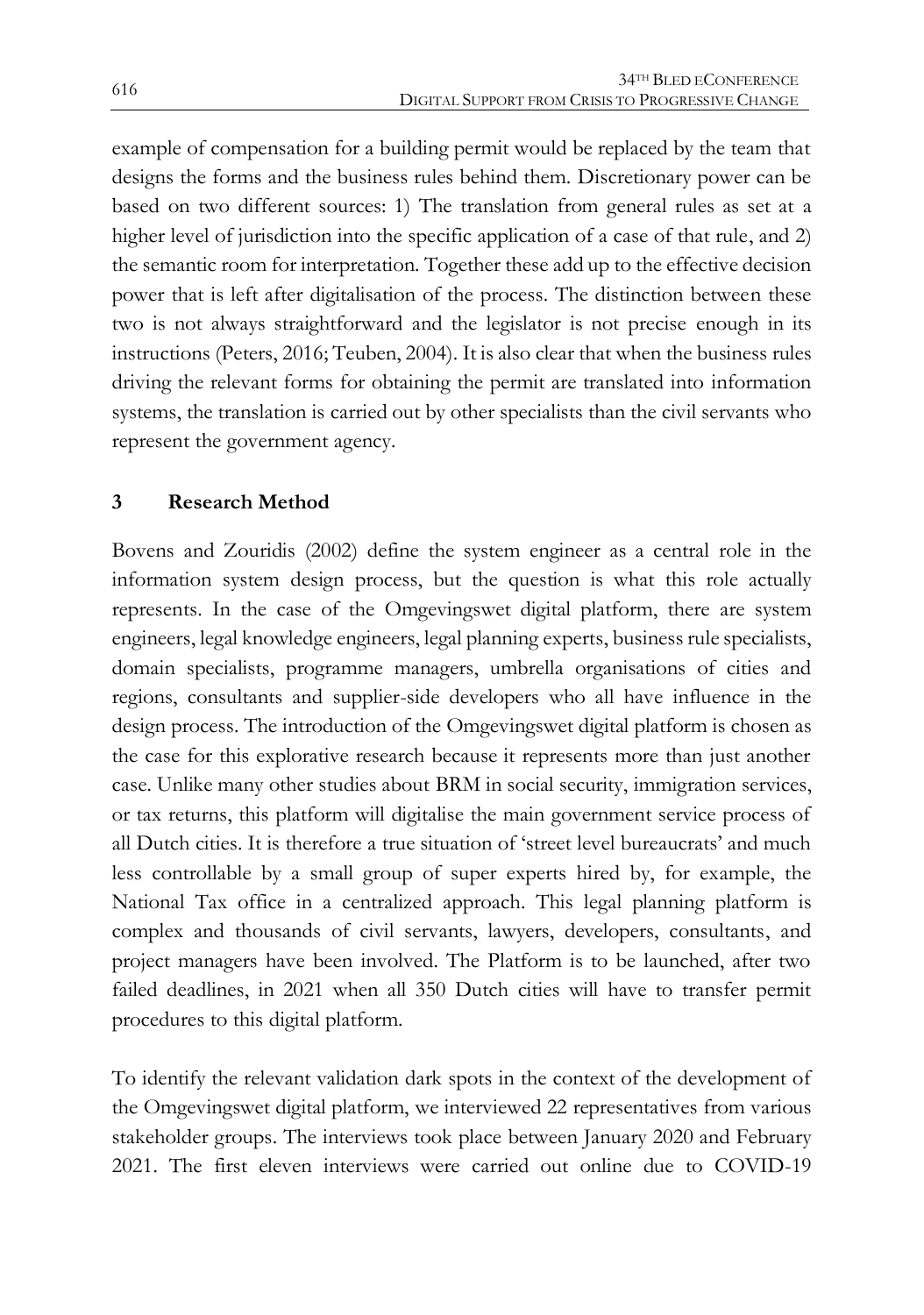example of compensation for a building permit would be replaced by the team that designs the forms and the business rules behind them. Discretionary power can be based on two different sources: 1) The translation from general rules as set at a higher level of jurisdiction into the specific application of a case of that rule, and 2) the semantic room for interpretation. Together these add up to the effective decision power that is left after digitalisation of the process. The distinction between these two is not always straightforward and the legislator is not precise enough in its instructions (Peters, 2016; Teuben, 2004). It is also clear that when the business rules driving the relevant forms for obtaining the permit are translated into information systems, the translation is carried out by other specialists than the civil servants who represent the government agency.

## 3 Research Method

Bovens and Zouridis (2002) define the system engineer as a central role in the information system design process, but the question is what this role actually represents. In the case of the Omgevingswet digital platform, there are system engineers, legal knowledge engineers, legal planning experts, business rule specialists, domain specialists, programme managers, umbrella organisations of cities and regions, consultants and supplier-side developers who all have influence in the design process. The introduction of the Omgevingswet digital platform is chosen as the case for this explorative research because it represents more than just another case. Unlike many other studies about BRM in social security, immigration services, or tax returns, this platform will digitalise the main government service process of all Dutch cities. It is therefore a true situation of 'street level bureaucrats' and much less controllable by a small group of super experts hired by, for example, the National Tax office in a centralized approach. This legal planning platform is complex and thousands of civil servants, lawyers, developers, consultants, and project managers have been involved. The Platform is to be launched, after two failed deadlines, in 2021 when all 350 Dutch cities will have to transfer permit procedures to this digital platform.

To identify the relevant validation dark spots in the context of the development of the Omgevingswet digital platform, we interviewed 22 representatives from various stakeholder groups. The interviews took place between January 2020 and February 2021. The first eleven interviews were carried out online due to COVID-19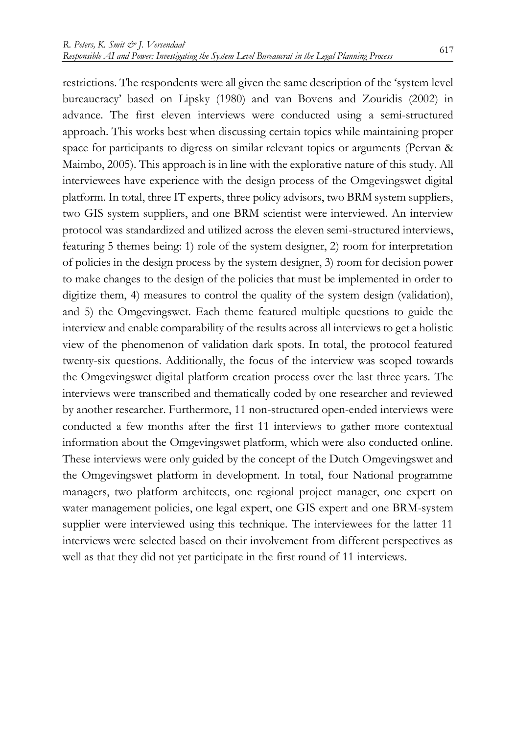restrictions. The respondents were all given the same description of the 'system level bureaucracy' based on Lipsky (1980) and van Bovens and Zouridis (2002) in advance. The first eleven interviews were conducted using a semi-structured approach. This works best when discussing certain topics while maintaining proper space for participants to digress on similar relevant topics or arguments (Pervan & Maimbo, 2005). This approach is in line with the explorative nature of this study. All interviewees have experience with the design process of the Omgevingswet digital platform. In total, three IT experts, three policy advisors, two BRM system suppliers, two GIS system suppliers, and one BRM scientist were interviewed. An interview protocol was standardized and utilized across the eleven semi-structured interviews, featuring 5 themes being: 1) role of the system designer, 2) room for interpretation of policies in the design process by the system designer, 3) room for decision power to make changes to the design of the policies that must be implemented in order to digitize them, 4) measures to control the quality of the system design (validation), and 5) the Omgevingswet. Each theme featured multiple questions to guide the interview and enable comparability of the results across all interviews to get a holistic view of the phenomenon of validation dark spots. In total, the protocol featured twenty-six questions. Additionally, the focus of the interview was scoped towards the Omgevingswet digital platform creation process over the last three years. The interviews were transcribed and thematically coded by one researcher and reviewed by another researcher. Furthermore, 11 non-structured open-ended interviews were conducted a few months after the first 11 interviews to gather more contextual information about the Omgevingswet platform, which were also conducted online. These interviews were only guided by the concept of the Dutch Omgevingswet and the Omgevingswet platform in development. In total, four National programme managers, two platform architects, one regional project manager, one expert on water management policies, one legal expert, one GIS expert and one BRM-system supplier were interviewed using this technique. The interviewees for the latter 11 interviews were selected based on their involvement from different perspectives as well as that they did not yet participate in the first round of 11 interviews.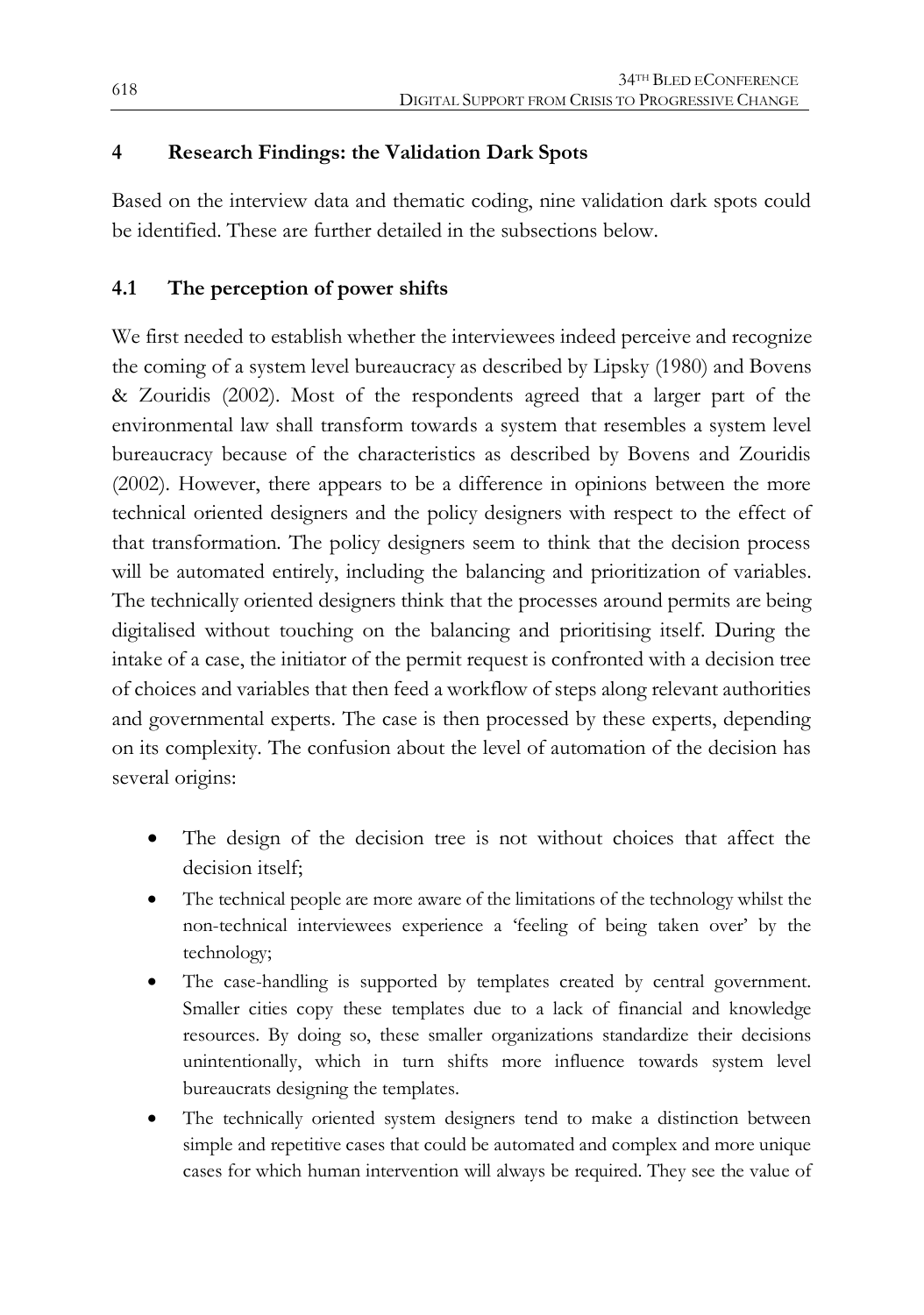## 4 Research Findings: the Validation Dark Spots

Based on the interview data and thematic coding, nine validation dark spots could be identified. These are further detailed in the subsections below.

### 4.1 The perception of power shifts

We first needed to establish whether the interviewees indeed perceive and recognize the coming of a system level bureaucracy as described by Lipsky (1980) and Bovens & Zouridis (2002). Most of the respondents agreed that a larger part of the environmental law shall transform towards a system that resembles a system level bureaucracy because of the characteristics as described by Bovens and Zouridis (2002). However, there appears to be a difference in opinions between the more technical oriented designers and the policy designers with respect to the effect of that transformation. The policy designers seem to think that the decision process will be automated entirely, including the balancing and prioritization of variables. The technically oriented designers think that the processes around permits are being digitalised without touching on the balancing and prioritising itself. During the intake of a case, the initiator of the permit request is confronted with a decision tree of choices and variables that then feed a workflow of steps along relevant authorities and governmental experts. The case is then processed by these experts, depending on its complexity. The confusion about the level of automation of the decision has several origins:

- The design of the decision tree is not without choices that affect the decision itself;
- The technical people are more aware of the limitations of the technology whilst the non-technical interviewees experience a 'feeling of being taken over' by the technology;
- The case-handling is supported by templates created by central government. Smaller cities copy these templates due to a lack of financial and knowledge resources. By doing so, these smaller organizations standardize their decisions unintentionally, which in turn shifts more influence towards system level bureaucrats designing the templates.
- The technically oriented system designers tend to make a distinction between simple and repetitive cases that could be automated and complex and more unique cases for which human intervention will always be required. They see the value of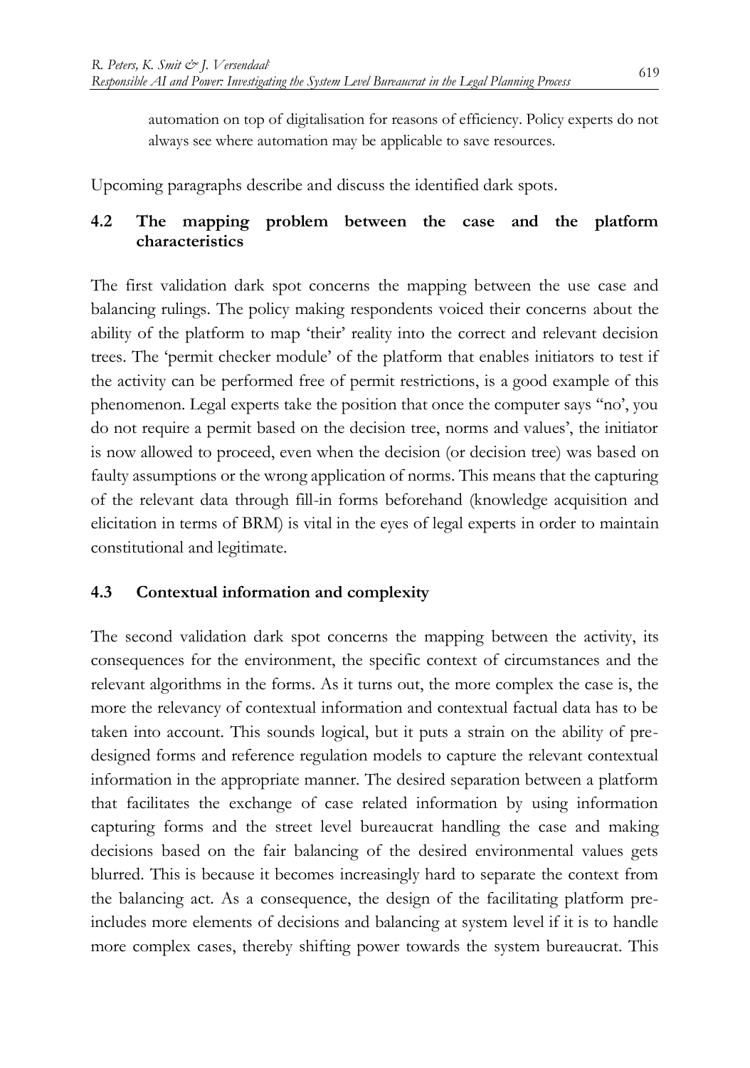automation on top of digitalisation for reasons of efficiency. Policy experts do not always see where automation may be applicable to save resources.

Upcoming paragraphs describe and discuss the identified dark spots.

## 4.2 The mapping problem between the case and the platform characteristics

The first validation dark spot concerns the mapping between the use case and balancing rulings. The policy making respondents voiced their concerns about the ability of the platform to map 'their' reality into the correct and relevant decision trees. The 'permit checker module' of the platform that enables initiators to test if the activity can be performed free of permit restrictions, is a good example of this phenomenon. Legal experts take the position that once the computer says "no', you do not require a permit based on the decision tree, norms and values', the initiator is now allowed to proceed, even when the decision (or decision tree) was based on faulty assumptions or the wrong application of norms. This means that the capturing of the relevant data through fill-in forms beforehand (knowledge acquisition and elicitation in terms of BRM) is vital in the eyes of legal experts in order to maintain constitutional and legitimate.

## 4.3 Contextual information and complexity

The second validation dark spot concerns the mapping between the activity, its consequences for the environment, the specific context of circumstances and the relevant algorithms in the forms. As it turns out, the more complex the case is, the more the relevancy of contextual information and contextual factual data has to be taken into account. This sounds logical, but it puts a strain on the ability of pre-designed forms and reference regulation models to capture the relevant contextual information in the appropriate manner. The desired separation between a platform that facilitates the exchange of case related information by using information capturing forms and the street level bureaucrat handling the case and making decisions based on the fair balancing of the desired environmental values gets blurred. This is because it becomes increasingly hard to separate the context from the balancing act. As a consequence, the design of the facilitating platform pre-includes more elements of decisions and balancing at system level if it is to handle more complex cases, thereby shifting power towards the system bureaucrat. This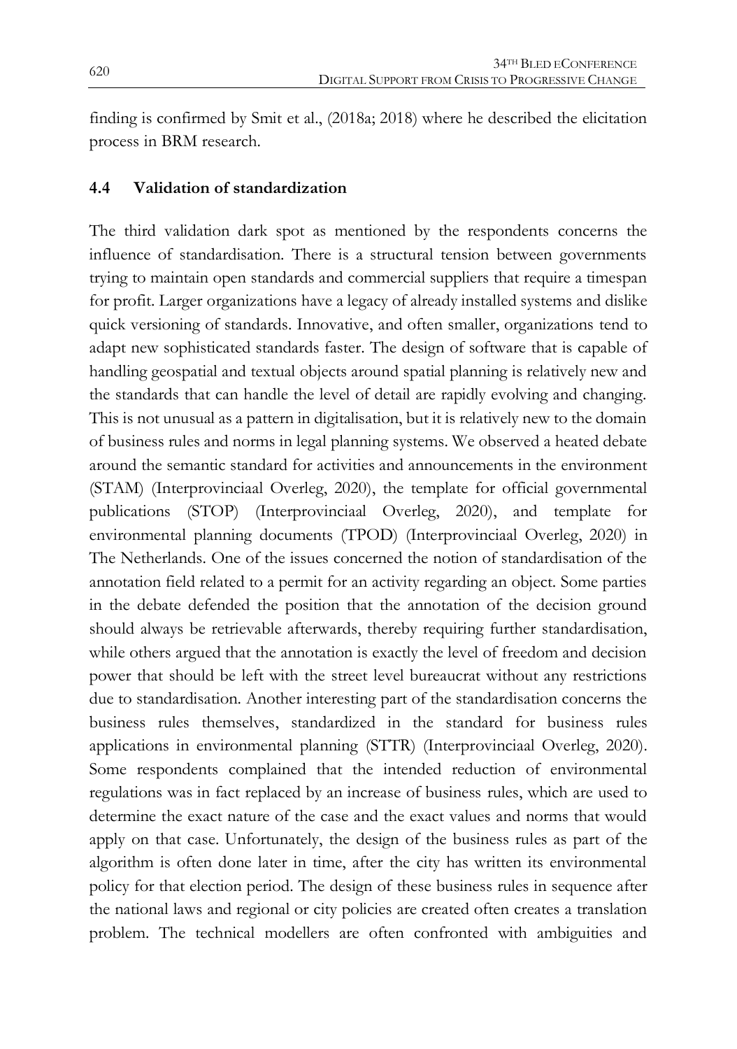finding is confirmed by Smit et al., (2018a; 2018) where he described the elicitation process in BRM research.

### 4.4 Validation of standardization

The third validation dark spot as mentioned by the respondents concerns the influence of standardisation. There is a structural tension between governments trying to maintain open standards and commercial suppliers that require a timespan for profit. Larger organizations have a legacy of already installed systems and dislike quick versioning of standards. Innovative, and often smaller, organizations tend to adapt new sophisticated standards faster. The design of software that is capable of handling geospatial and textual objects around spatial planning is relatively new and the standards that can handle the level of detail are rapidly evolving and changing. This is not unusual as a pattern in digitalisation, but it is relatively new to the domain of business rules and norms in legal planning systems. We observed a heated debate around the semantic standard for activities and announcements in the environment (STAM) (Interprovinciaal Overleg, 2020), the template for official governmental publications (STOP) (Interprovinciaal Overleg, 2020), and template for environmental planning documents (TPOD) (Interprovinciaal Overleg, 2020) in The Netherlands. One of the issues concerned the notion of standardisation of the annotation field related to a permit for an activity regarding an object. Some parties in the debate defended the position that the annotation of the decision ground should always be retrievable afterwards, thereby requiring further standardisation, while others argued that the annotation is exactly the level of freedom and decision power that should be left with the street level bureaucrat without any restrictions due to standardisation. Another interesting part of the standardisation concerns the business rules themselves, standardized in the standard for business rules applications in environmental planning (STTR) (Interprovinciaal Overleg, 2020). Some respondents complained that the intended reduction of environmental regulations was in fact replaced by an increase of business rules, which are used to determine the exact nature of the case and the exact values and norms that would apply on that case. Unfortunately, the design of the business rules as part of the algorithm is often done later in time, after the city has written its environmental policy for that election period. The design of these business rules in sequence after the national laws and regional or city policies are created often creates a translation problem. The technical modellers are often confronted with ambiguities and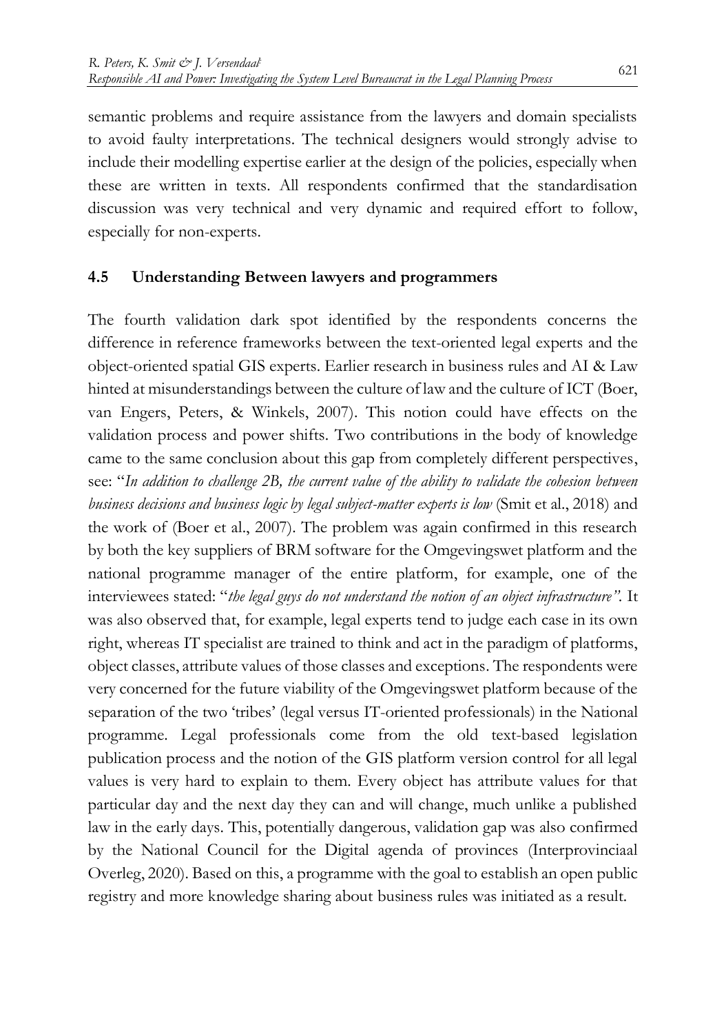semantic problems and require assistance from the lawyers and domain specialists to avoid faulty interpretations. The technical designers would strongly advise to include their modelling expertise earlier at the design of the policies, especially when these are written in texts. All respondents confirmed that the standardisation discussion was very technical and very dynamic and required effort to follow, especially for non-experts.

## 4.5 Understanding Between lawyers and programmers

The fourth validation dark spot identified by the respondents concerns the difference in reference frameworks between the text-oriented legal experts and the object-oriented spatial GIS experts. Earlier research in business rules and AI & Law hinted at misunderstandings between the culture of law and the culture of ICT (Boer, van Engers, Peters, & Winkels, 2007). This notion could have effects on the validation process and power shifts. Two contributions in the body of knowledge came to the same conclusion about this gap from completely different perspectives, see: "*In addition to challenge 2B, the current value of the ability to validate the cohesion between business decisions and business logic by legal subject-matter experts is low* (Smit et al., 2018) and the work of (Boer et al., 2007). The problem was again confirmed in this research by both the key suppliers of BRM software for the Omgevingswet platform and the national programme manager of the entire platform, for example, one of the interviewees stated: "*the legal guys do not understand the notion of an object infrastructure"*. It was also observed that, for example, legal experts tend to judge each case in its own right, whereas IT specialist are trained to think and act in the paradigm of platforms, object classes, attribute values of those classes and exceptions. The respondents were very concerned for the future viability of the Omgevingswet platform because of the separation of the two 'tribes' (legal versus IT-oriented professionals) in the National programme. Legal professionals come from the old text-based legislation publication process and the notion of the GIS platform version control for all legal values is very hard to explain to them. Every object has attribute values for that particular day and the next day they can and will change, much unlike a published law in the early days. This, potentially dangerous, validation gap was also confirmed by the National Council for the Digital agenda of provinces (Interprovinciaal Overleg, 2020). Based on this, a programme with the goal to establish an open public registry and more knowledge sharing about business rules was initiated as a result.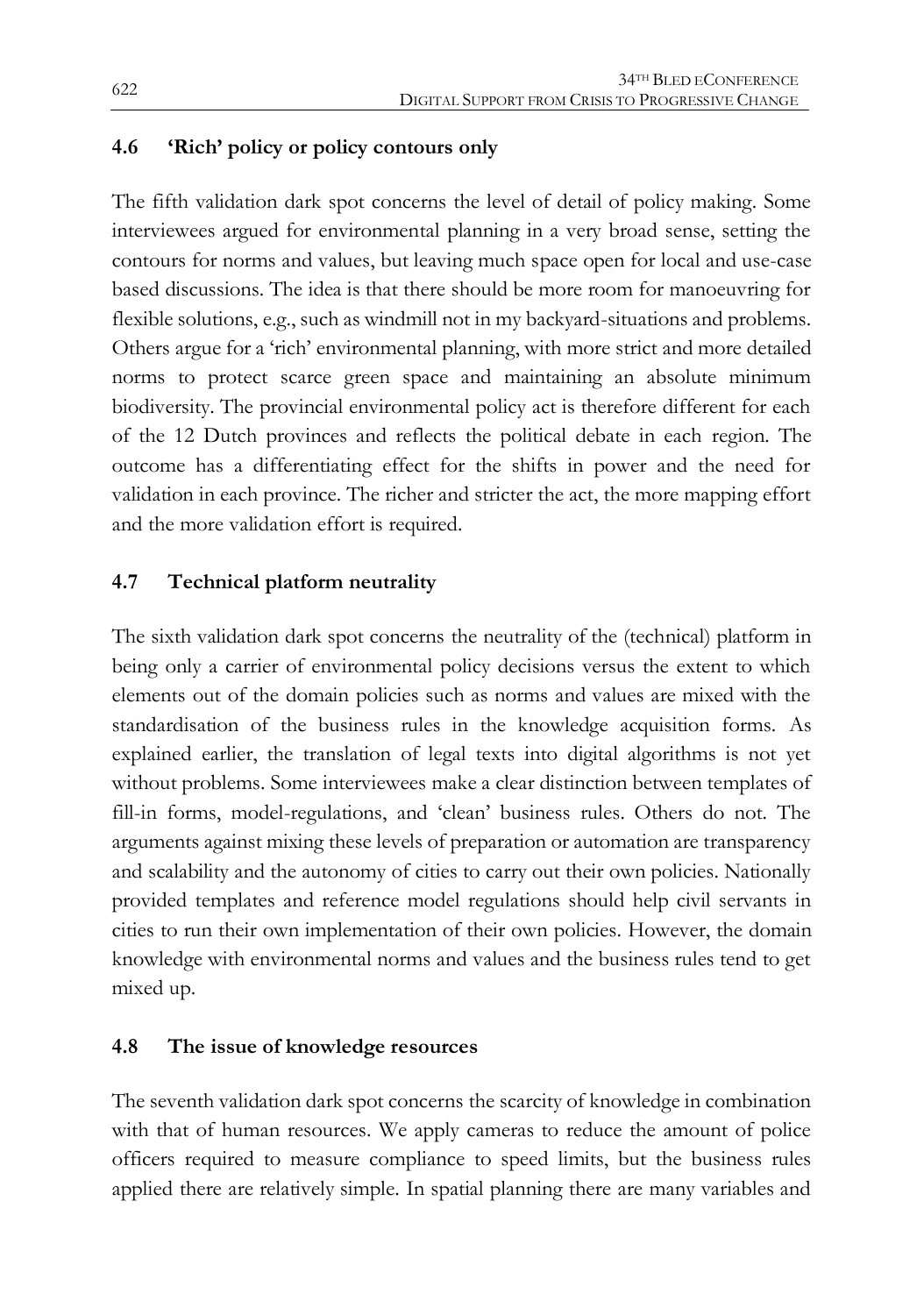## 4.6 'Rich' policy or policy contours only

The fifth validation dark spot concerns the level of detail of policy making. Some interviewees argued for environmental planning in a very broad sense, setting the contours for norms and values, but leaving much space open for local and use-case based discussions. The idea is that there should be more room for manoeuvring for flexible solutions, e.g., such as windmill not in my backyard-situations and problems. Others argue for a 'rich' environmental planning, with more strict and more detailed norms to protect scarce green space and maintaining an absolute minimum biodiversity. The provincial environmental policy act is therefore different for each of the 12 Dutch provinces and reflects the political debate in each region. The outcome has a differentiating effect for the shifts in power and the need for validation in each province. The richer and stricter the act, the more mapping effort and the more validation effort is required.

## 4.7 Technical platform neutrality

The sixth validation dark spot concerns the neutrality of the (technical) platform in being only a carrier of environmental policy decisions versus the extent to which elements out of the domain policies such as norms and values are mixed with the standardisation of the business rules in the knowledge acquisition forms. As explained earlier, the translation of legal texts into digital algorithms is not yet without problems. Some interviewees make a clear distinction between templates of fill-in forms, model-regulations, and 'clean' business rules. Others do not. The arguments against mixing these levels of preparation or automation are transparency and scalability and the autonomy of cities to carry out their own policies. Nationally provided templates and reference model regulations should help civil servants in cities to run their own implementation of their own policies. However, the domain knowledge with environmental norms and values and the business rules tend to get mixed up.

## 4.8 The issue of knowledge resources

The seventh validation dark spot concerns the scarcity of knowledge in combination with that of human resources. We apply cameras to reduce the amount of police officers required to measure compliance to speed limits, but the business rules applied there are relatively simple. In spatial planning there are many variables and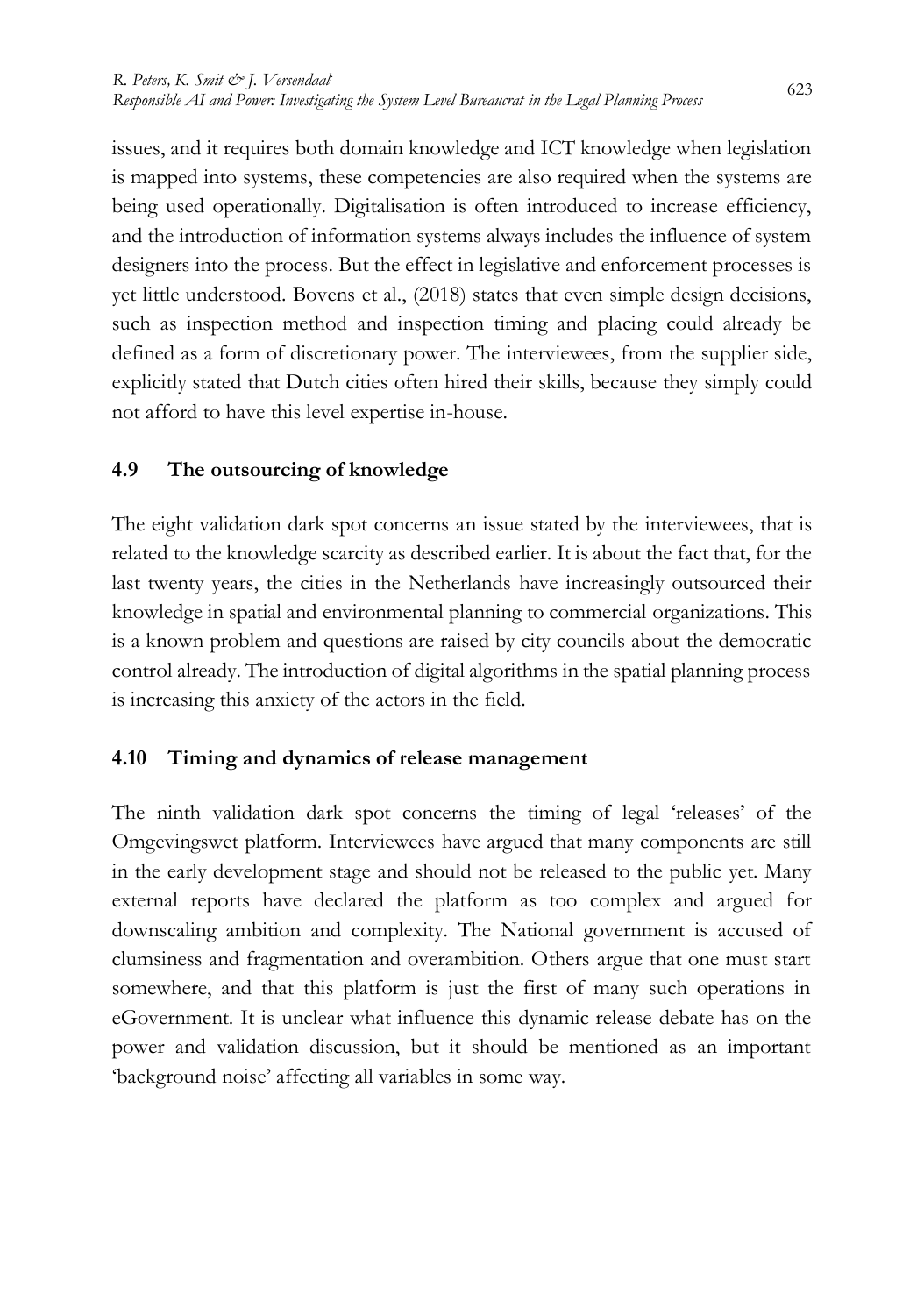issues, and it requires both domain knowledge and ICT knowledge when legislation is mapped into systems, these competencies are also required when the systems are being used operationally. Digitalisation is often introduced to increase efficiency, and the introduction of information systems always includes the influence of system designers into the process. But the effect in legislative and enforcement processes is yet little understood. Bovens et al., (2018) states that even simple design decisions, such as inspection method and inspection timing and placing could already be defined as a form of discretionary power. The interviewees, from the supplier side, explicitly stated that Dutch cities often hired their skills, because they simply could not afford to have this level expertise in-house.

## 4.9 The outsourcing of knowledge

The eight validation dark spot concerns an issue stated by the interviewees, that is related to the knowledge scarcity as described earlier. It is about the fact that, for the last twenty years, the cities in the Netherlands have increasingly outsourced their knowledge in spatial and environmental planning to commercial organizations. This is a known problem and questions are raised by city councils about the democratic control already. The introduction of digital algorithms in the spatial planning process is increasing this anxiety of the actors in the field.

## 4.10 Timing and dynamics of release management

The ninth validation dark spot concerns the timing of legal 'releases' of the Omgevingswet platform. Interviewees have argued that many components are still in the early development stage and should not be released to the public yet. Many external reports have declared the platform as too complex and argued for downscaling ambition and complexity. The National government is accused of clumsiness and fragmentation and overambition. Others argue that one must start somewhere, and that this platform is just the first of many such operations in eGovernment. It is unclear what influence this dynamic release debate has on the power and validation discussion, but it should be mentioned as an important 'background noise' affecting all variables in some way.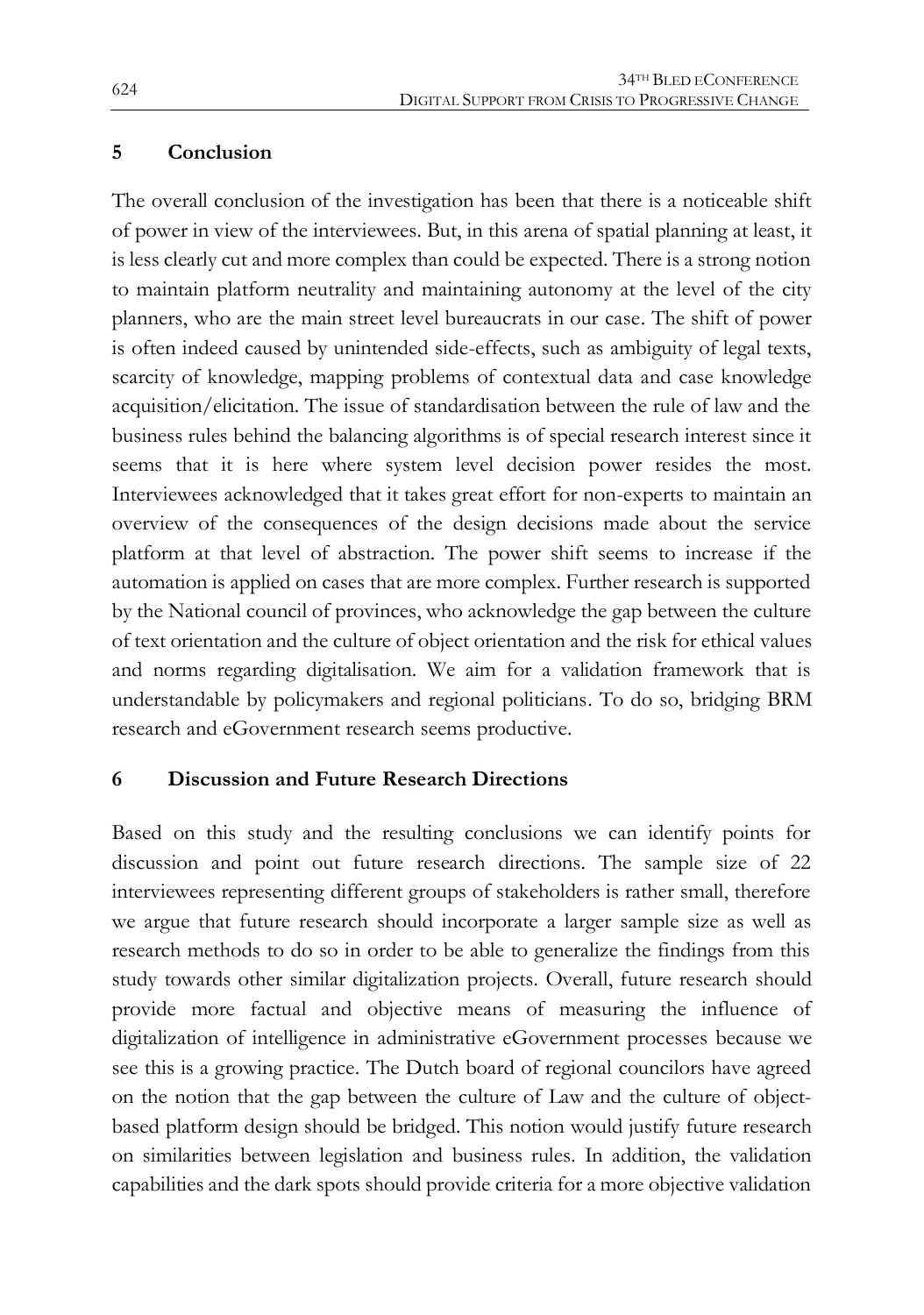## 5 Conclusion

The overall conclusion of the investigation has been that there is a noticeable shift of power in view of the interviewees. But, in this arena of spatial planning at least, it is less clearly cut and more complex than could be expected. There is a strong notion to maintain platform neutrality and maintaining autonomy at the level of the city planners, who are the main street level bureaucrats in our case. The shift of power is often indeed caused by unintended side-effects, such as ambiguity of legal texts, scarcity of knowledge, mapping problems of contextual data and case knowledge acquisition/elicitation. The issue of standardisation between the rule of law and the business rules behind the balancing algorithms is of special research interest since it seems that it is here where system level decision power resides the most. Interviewees acknowledged that it takes great effort for non-experts to maintain an overview of the consequences of the design decisions made about the service platform at that level of abstraction. The power shift seems to increase if the automation is applied on cases that are more complex. Further research is supported by the National council of provinces, who acknowledge the gap between the culture of text orientation and the culture of object orientation and the risk for ethical values and norms regarding digitalisation. We aim for a validation framework that is understandable by policymakers and regional politicians. To do so, bridging BRM research and eGovernment research seems productive.

## 6 Discussion and Future Research Directions

Based on this study and the resulting conclusions we can identify points for discussion and point out future research directions. The sample size of 22 interviewees representing different groups of stakeholders is rather small, therefore we argue that future research should incorporate a larger sample size as well as research methods to do so in order to be able to generalize the findings from this study towards other similar digitalization projects. Overall, future research should provide more factual and objective means of measuring the influence of digitalization of intelligence in administrative eGovernment processes because we see this is a growing practice. The Dutch board of regional councilors have agreed on the notion that the gap between the culture of Law and the culture of object-based platform design should be bridged. This notion would justify future research on similarities between legislation and business rules. In addition, the validation capabilities and the dark spots should provide criteria for a more objective validation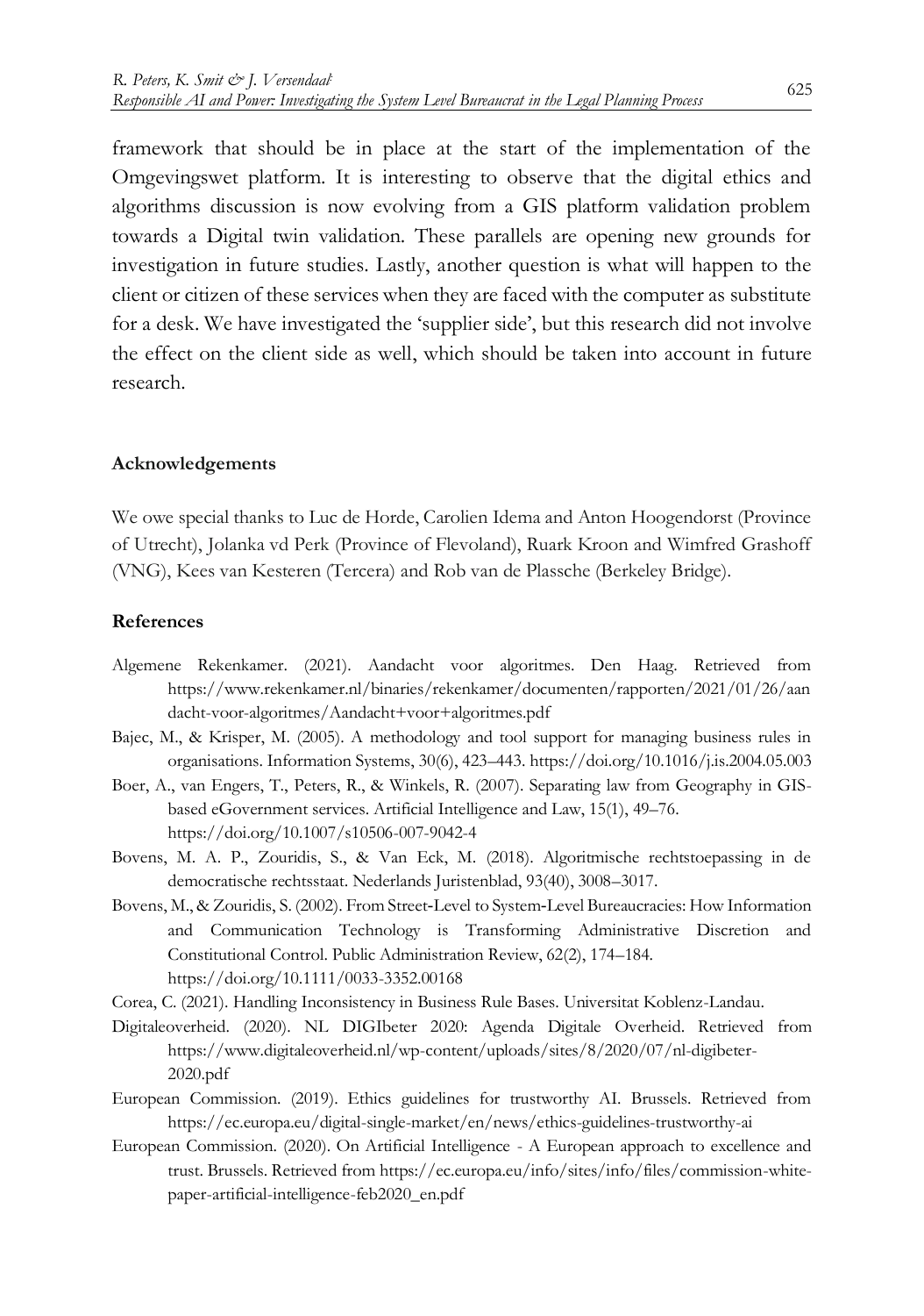framework that should be in place at the start of the implementation of the Omgevingswet platform. It is interesting to observe that the digital ethics and algorithms discussion is now evolving from a GIS platform validation problem towards a Digital twin validation. These parallels are opening new grounds for investigation in future studies. Lastly, another question is what will happen to the client or citizen of these services when they are faced with the computer as substitute for a desk. We have investigated the 'supplier side', but this research did not involve the effect on the client side as well, which should be taken into account in future research.

## Acknowledgements

We owe special thanks to Luc de Horde, Carolien Idema and Anton Hoogendorst (Province of Utrecht), Jolanka vd Perk (Province of Flevoland), Ruark Kroon and Wimfred Grashoff (VNG), Kees van Kesteren (Tercera) and Rob van de Plassche (Berkeley Bridge).

## References

Algemene Rekenkamer. (2021). Aandacht voor algoritmes. Den Haag. Retrieved from https://www.rekenkamer.nl/binaries/rekenkamer/documenten/rapporten/2021/01/26/aandacht-voor-algoritmes/Aandacht+voor+algoritmes.pdf

Bajec, M., & Krisper, M. (2005). A methodology and tool support for managing business rules in organisations. Information Systems, 30(6), 423–443. https://doi.org/10.1016/j.is.2004.05.003

Boer, A., van Engers, T., Peters, R., & Winkels, R. (2007). Separating law from Geography in GIS-based eGovernment services. Artificial Intelligence and Law, 15(1), 49–76. https://doi.org/10.1007/s10506-007-9042-4

Bovens, M. A. P., Zouridis, S., & Van Eck, M. (2018). Algoritmische rechtstoepassing in de democratische rechtsstaat. Nederlands Juristenblad, 93(40), 3008–3017.

Bovens, M., & Zouridis, S. (2002). From Street-Level to System-Level Bureaucracies: How Information and Communication Technology is Transforming Administrative Discretion and Constitutional Control. Public Administration Review, 62(2), 174–184. https://doi.org/10.1111/0033-3352.00168

Corea, C. (2021). Handling Inconsistency in Business Rule Bases. Universitat Koblenz-Landau.

Digitaleoverheid. (2020). NL DIGIbeter 2020: Agenda Digitale Overheid. Retrieved from https://www.digitaleoverheid.nl/wp-content/uploads/sites/8/2020/07/nl-digibeter-2020.pdf

European Commission. (2019). Ethics guidelines for trustworthy AI. Brussels. Retrieved from https://ec.europa.eu/digital-single-market/en/news/ethics-guidelines-trustworthy-ai

European Commission. (2020). On Artificial Intelligence - A European approach to excellence and trust. Brussels. Retrieved from https://ec.europa.eu/info/sites/info/files/commission-white-paper-artificial-intelligence-feb2020_en.pdf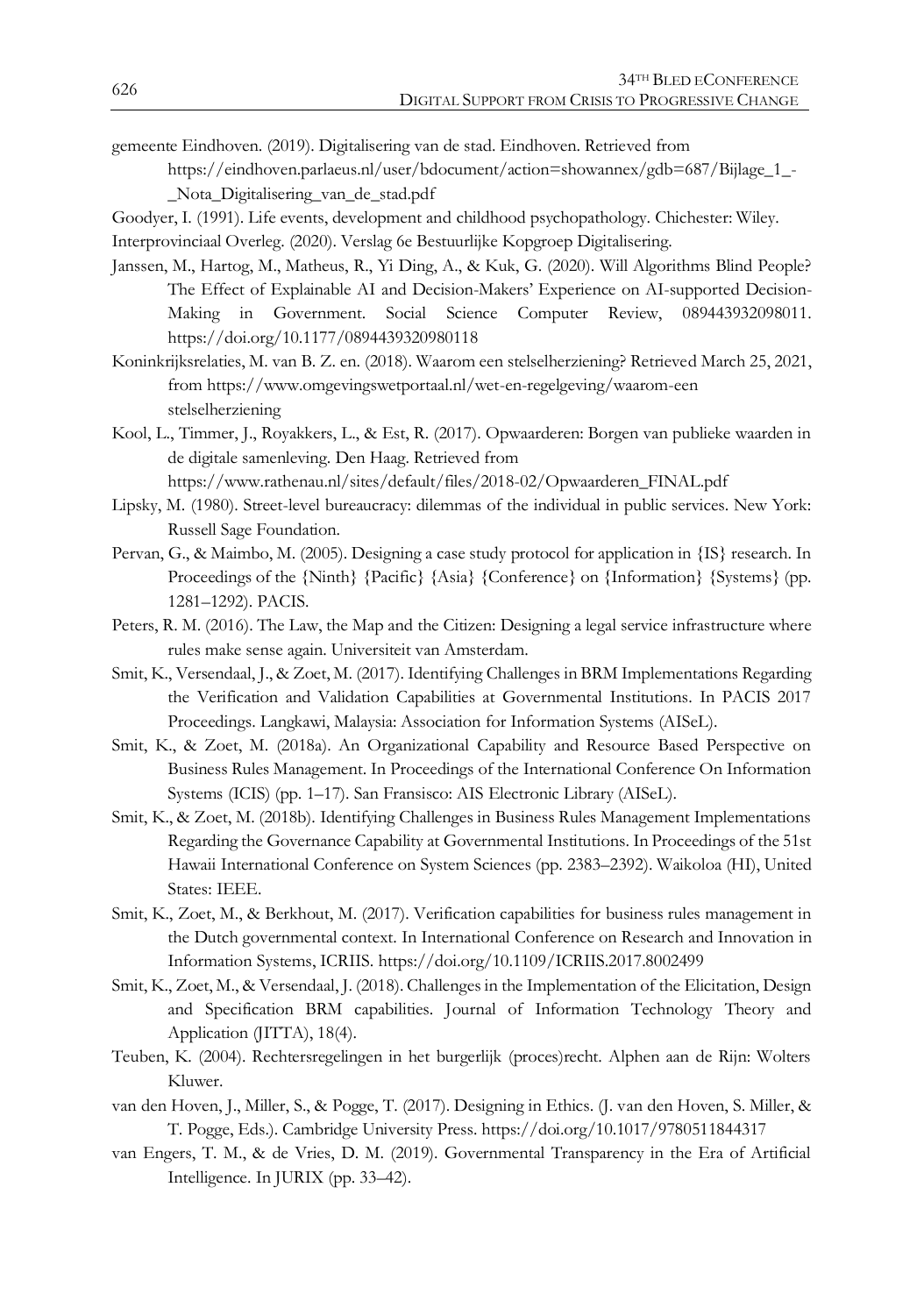gemeente Eindhoven. (2019). Digitalisering van de stad. Eindhoven. Retrieved from https://eindhoven.parlaeus.nl/user/bdocument/action=showannex/gdb=687/Bijlage_1_-_Nota_Digitalisering_van_de_stad.pdf

Goodyer, I. (1991). Life events, development and childhood psychopathology. Chichester: Wiley.

Interprovinciaal Overleg. (2020). Verslag 6e Bestuurlijke Kopgroep Digitalisering.

Janssen, M., Hartog, M., Matheus, R., Yi Ding, A., & Kuk, G. (2020). Will Algorithms Blind People? The Effect of Explainable AI and Decision-Makers' Experience on AI-supported Decision-Making in Government. Social Science Computer Review, 089443932098011. https://doi.org/10.1177/0894439320980118

Koninkrijksrelaties, M. van B. Z. en. (2018). Waarom een stelselherziening? Retrieved March 25, 2021, from https://www.omgevingswetportaal.nl/wet-en-regelgeving/waarom-een stelselherziening

Kool, L., Timmer, J., Royakkers, L., & Est, R. (2017). Opwaarderen: Borgen van publieke waarden in de digitale samenleving. Den Haag. Retrieved from https://www.rathenau.nl/sites/default/files/2018-02/Opwaarderen_FINAL.pdf

Lipsky, M. (1980). Street-level bureaucracy: dilemmas of the individual in public services. New York: Russell Sage Foundation.

Pervan, G., & Maimbo, M. (2005). Designing a case study protocol for application in {IS} research. In Proceedings of the {Ninth} {Pacific} {Asia} {Conference} on {Information} {Systems} (pp. 1281–1292). PACIS.

Peters, R. M. (2016). The Law, the Map and the Citizen: Designing a legal service infrastructure where rules make sense again. Universiteit van Amsterdam.

Smit, K., Versendaal, J., & Zoet, M. (2017). Identifying Challenges in BRM Implementations Regarding the Verification and Validation Capabilities at Governmental Institutions. In PACIS 2017 Proceedings. Langkawi, Malaysia: Association for Information Systems (AISeL).

Smit, K., & Zoet, M. (2018a). An Organizational Capability and Resource Based Perspective on Business Rules Management. In Proceedings of the International Conference On Information Systems (ICIS) (pp. 1–17). San Fransisco: AIS Electronic Library (AISeL).

Smit, K., & Zoet, M. (2018b). Identifying Challenges in Business Rules Management Implementations Regarding the Governance Capability at Governmental Institutions. In Proceedings of the 51st Hawaii International Conference on System Sciences (pp. 2383–2392). Waikoloa (HI), United States: IEEE.

Smit, K., Zoet, M., & Berkhout, M. (2017). Verification capabilities for business rules management in the Dutch governmental context. In International Conference on Research and Innovation in Information Systems, ICRIIS. https://doi.org/10.1109/ICRIIS.2017.8002499

Smit, K., Zoet, M., & Versendaal, J. (2018). Challenges in the Implementation of the Elicitation, Design and Specification BRM capabilities. Journal of Information Technology Theory and Application (JITTA), 18(4).

Teuben, K. (2004). Rechtersregelingen in het burgerlijk (proces)recht. Alphen aan de Rijn: Wolters Kluwer.

van den Hoven, J., Miller, S., & Pogge, T. (2017). Designing in Ethics. (J. van den Hoven, S. Miller, & T. Pogge, Eds.). Cambridge University Press. https://doi.org/10.1017/9780511844317

van Engers, T. M., & de Vries, D. M. (2019). Governmental Transparency in the Era of Artificial Intelligence. In JURIX (pp. 33–42).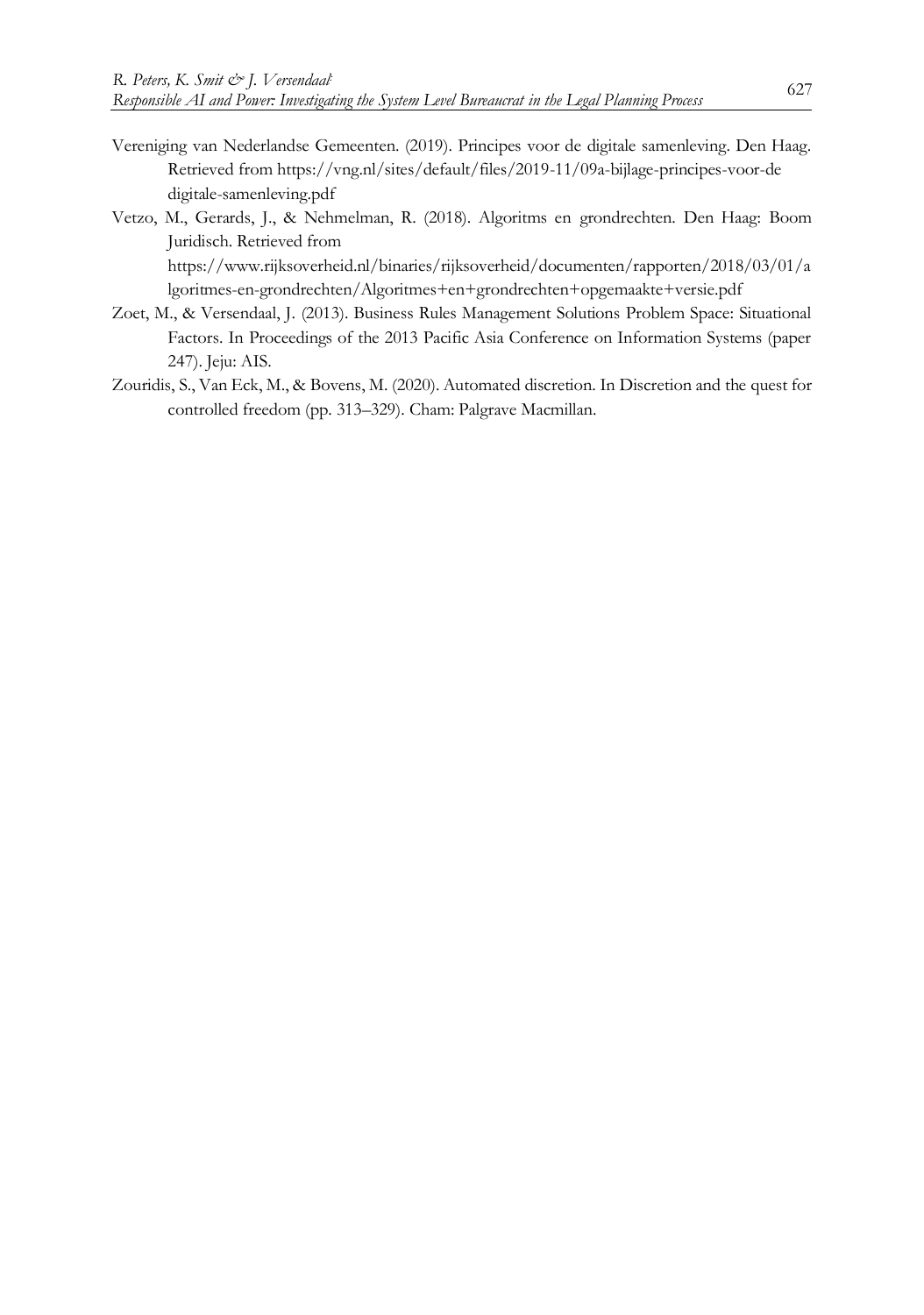Vereniging van Nederlandse Gemeenten. (2019). Principes voor de digitale samenleving. Den Haag. Retrieved from https://vng.nl/sites/default/files/2019-11/09a-bijlage-principes-voor-de digitale-samenleving.pdf

Vetzo, M., Gerards, J., & Nehmelman, R. (2018). Algoritms en grondrechten. Den Haag: Boom Juridisch. Retrieved from https://www.rijksoverheid.nl/binaries/rijksoverheid/documenten/rapporten/2018/03/01/algoritmes-en-grondrechten/Algoritmes+en+grondrechten+opgemaakte+versie.pdf

Zoet, M., & Versendaal, J. (2013). Business Rules Management Solutions Problem Space: Situational Factors. In Proceedings of the 2013 Pacific Asia Conference on Information Systems (paper 247). Jeju: AIS.

Zouridis, S., Van Eck, M., & Bovens, M. (2020). Automated discretion. In Discretion and the quest for controlled freedom (pp. 313–329). Cham: Palgrave Macmillan.